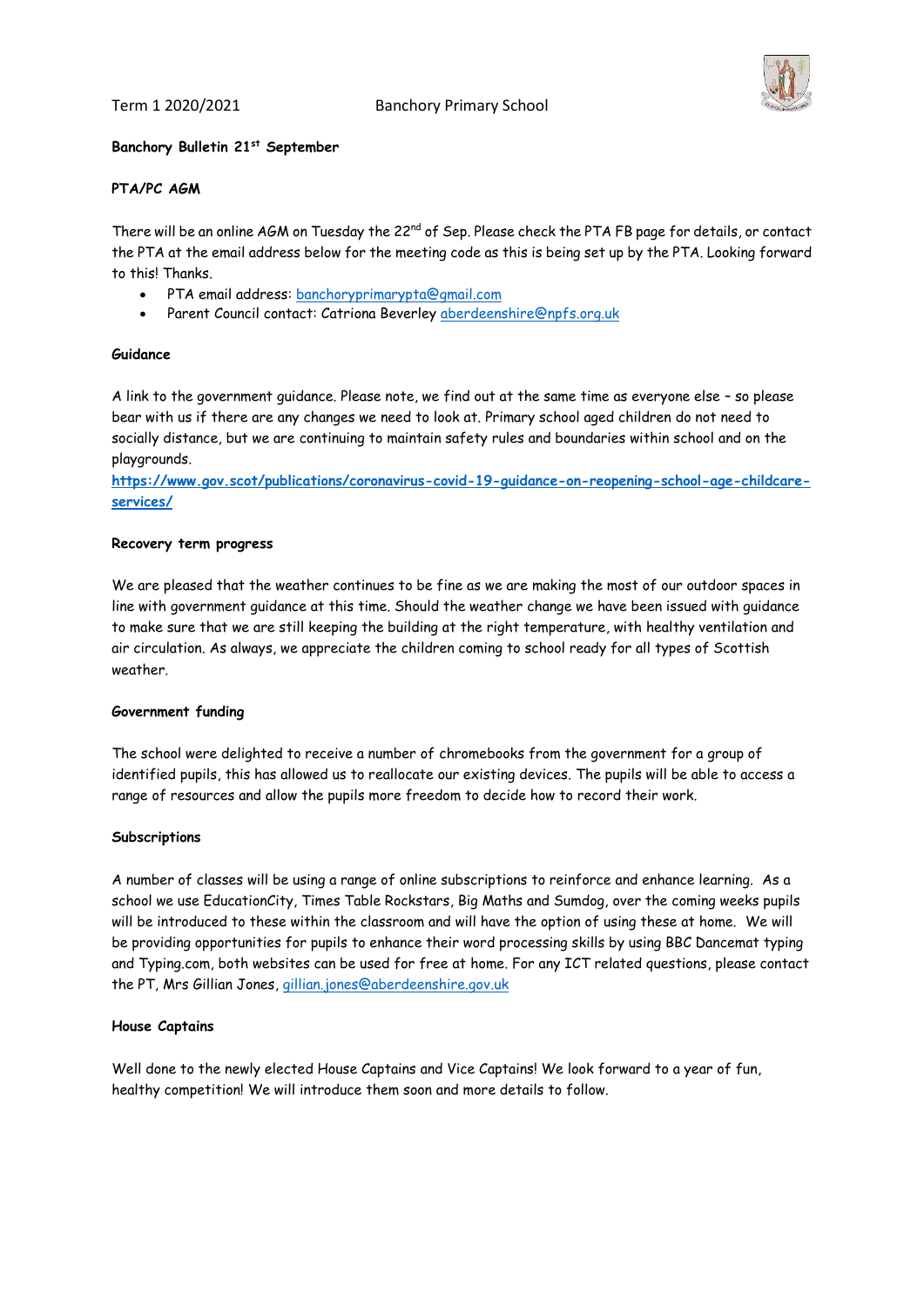Term 1 2020/2021 Banchory Primary School

**Banchory Bulletin 21st September**

**PTA/PC AGM**

There will be an online AGM on Tuesday the 22nd of Sep. Please check the PTA FB page for details, or contact the PTA at the email address below for the meeting code as this is being set up by the PTA. Looking forward to this! Thanks.

- PTA email address: banchoryprimarypta@gmail.com
- Parent Council contact: Catriona Beverley aberdeenshire@npfs.org.uk

**Guidance**

A link to the government guidance. Please note, we find out at the same time as everyone else – so please bear with us if there are any changes we need to look at. Primary school aged children do not need to socially distance, but we are continuing to maintain safety rules and boundaries within school and on the playgrounds.

**https://www.gov.scot/publications/coronavirus-covid-19-guidance-on-reopening-school-age-childcare-services/**

**Recovery term progress**

We are pleased that the weather continues to be fine as we are making the most of our outdoor spaces in line with government guidance at this time. Should the weather change we have been issued with guidance to make sure that we are still keeping the building at the right temperature, with healthy ventilation and air circulation. As always, we appreciate the children coming to school ready for all types of Scottish weather.

**Government funding**

The school were delighted to receive a number of chromebooks from the government for a group of identified pupils, this has allowed us to reallocate our existing devices. The pupils will be able to access a range of resources and allow the pupils more freedom to decide how to record their work.

**Subscriptions**

A number of classes will be using a range of online subscriptions to reinforce and enhance learning. As a school we use EducationCity, Times Table Rockstars, Big Maths and Sumdog, over the coming weeks pupils will be introduced to these within the classroom and will have the option of using these at home. We will be providing opportunities for pupils to enhance their word processing skills by using BBC Dancemat typing and Typing.com, both websites can be used for free at home. For any ICT related questions, please contact the PT, Mrs Gillian Jones, gillian.jones@aberdeenshire.gov.uk

**House Captains**

Well done to the newly elected House Captains and Vice Captains! We look forward to a year of fun, healthy competition! We will introduce them soon and more details to follow.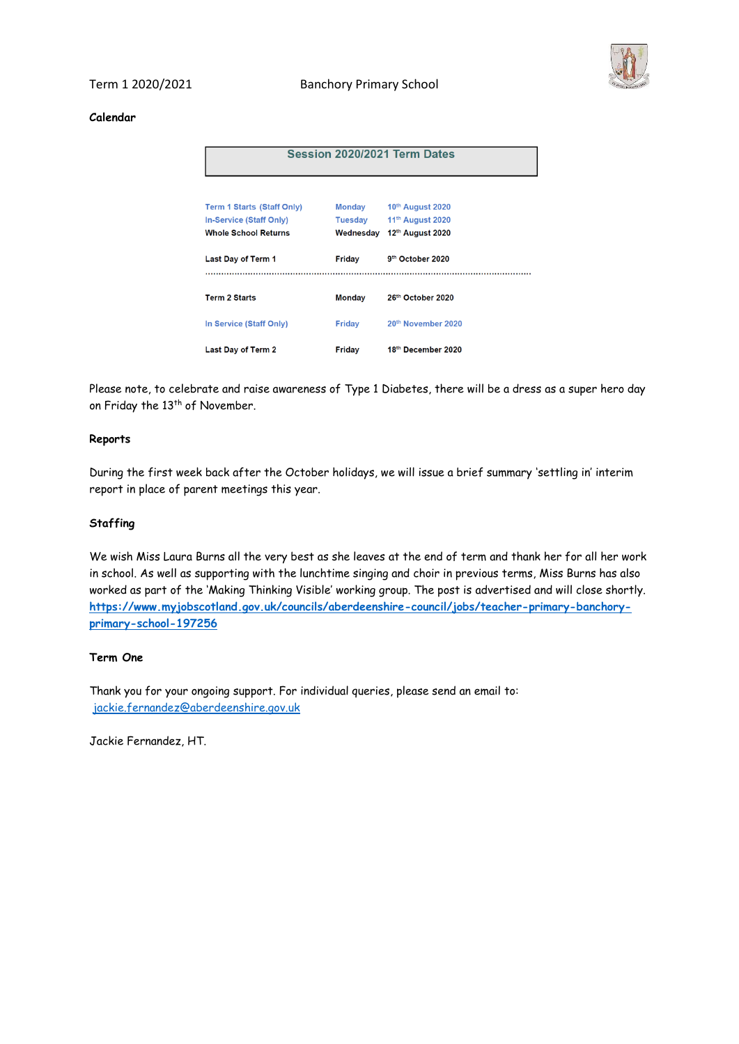Term 1 2020/2021 Banchory Primary School

**Calendar**

**Session 2020/2021 Term Dates**

| | | |
|---|---|---|
| Term 1 Starts (Staff Only) | Monday | 10th August 2020 |
| In-Service (Staff Only) | Tuesday | 11th August 2020 |
| Whole School Returns | Wednesday | 12th August 2020 |
| Last Day of Term 1 | Friday | 9th October 2020 |
| Term 2 Starts | Monday | 26th October 2020 |
| In Service (Staff Only) | Friday | 20th November 2020 |
| Last Day of Term 2 | Friday | 18th December 2020 |

Please note, to celebrate and raise awareness of Type 1 Diabetes, there will be a dress as a super hero day on Friday the 13th of November.

**Reports**

During the first week back after the October holidays, we will issue a brief summary 'settling in' interim report in place of parent meetings this year.

**Staffing**

We wish Miss Laura Burns all the very best as she leaves at the end of term and thank her for all her work in school. As well as supporting with the lunchtime singing and choir in previous terms, Miss Burns has also worked as part of the 'Making Thinking Visible' working group. The post is advertised and will close shortly. https://www.myjobscotland.gov.uk/councils/aberdeenshire-council/jobs/teacher-primary-banchory-primary-school-197256

**Term One**

Thank you for your ongoing support. For individual queries, please send an email to: jackie.fernandez@aberdeenshire.gov.uk

Jackie Fernandez, HT.